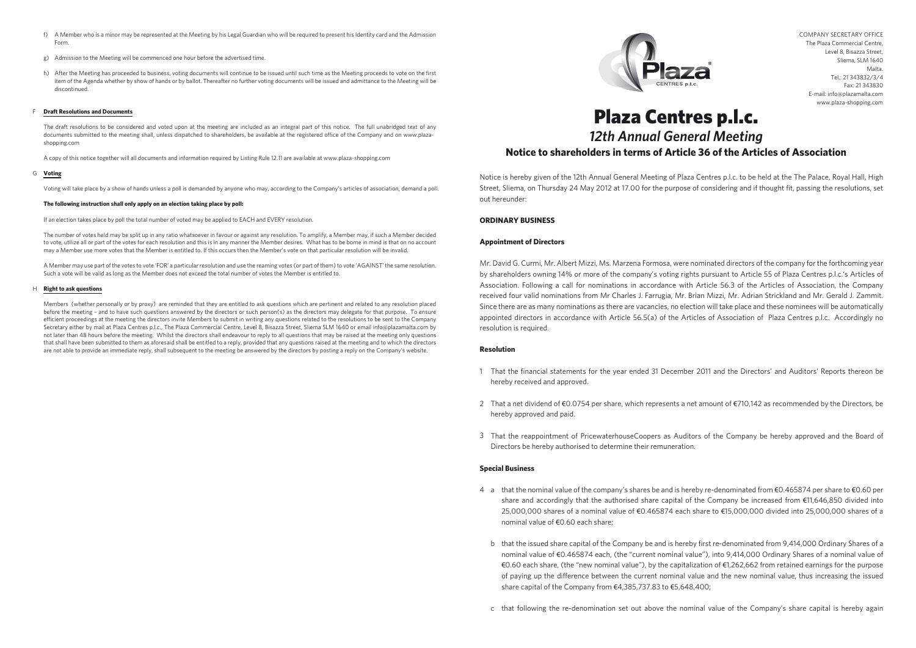COMPANY SECRETARY OFFICE
The Plaza Commercial Centre,
Level 8, Bisazza Street,
Sliema, SLM 1640
Malta.
Tel.: 21 343832/3/4
Fax: 21 343830
E-mail: info@plazamalta.com
www.plaza-shopping.com

# Plaza Centres p.l.c.

## *12th Annual General Meeting*

### Notice to shareholders in terms of Article 36 of the Articles of Association

Notice is hereby given of the 12th Annual General Meeting of Plaza Centres p.l.c. to be held at the The Palace, Royal Hall, High Street, Sliema, on Thursday 24 May 2012 at 17.00 for the purpose of considering and if thought fit, passing the resolutions, set out hereunder:

**ORDINARY BUSINESS**

**Appointment of Directors**

Mr. David G. Curmi, Mr. Albert Mizzi, Ms. Marzena Formosa, were nominated directors of the company for the forthcoming year by shareholders owning 14% or more of the company's voting rights pursuant to Article 55 of Plaza Centres p.l.c.'s Articles of Association. Following a call for nominations in accordance with Article 56.3 of the Articles of Association, the Company received four valid nominations from Mr Charles J. Farrugia, Mr. Brian Mizzi, Mr. Adrian Strickland and Mr. Gerald J. Zammit. Since there are as many nominations as there are vacancies, no election will take place and these nominees will be automatically appointed directors in accordance with Article 56.5(a) of the Articles of Association of Plaza Centres p.l.c. Accordingly no resolution is required.

**Resolution**

1 That the financial statements for the year ended 31 December 2011 and the Directors' and Auditors' Reports thereon be hereby received and approved.

2 That a net dividend of €0.0754 per share, which represents a net amount of €710,142 as recommended by the Directors, be hereby approved and paid.

3 That the reappointment of PricewaterhouseCoopers as Auditors of the Company be hereby approved and the Board of Directors be hereby authorised to determine their remuneration.

**Special Business**

4 a that the nominal value of the company's shares be and is hereby re-denominated from €0.465874 per share to €0.60 per share and accordingly that the authorised share capital of the Company be increased from €11,646,850 divided into 25,000,000 shares of a nominal value of €0.465874 each share to €15,000,000 divided into 25,000,000 shares of a nominal value of €0.60 each share;

b that the issued share capital of the Company be and is hereby first re-denominated from 9,414,000 Ordinary Shares of a nominal value of €0.465874 each, (the "current nominal value"), into 9,414,000 Ordinary Shares of a nominal value of €0.60 each share, (the "new nominal value"), by the capitalization of €1,262,662 from retained earnings for the purpose of paying up the difference between the current nominal value and the new nominal value, thus increasing the issued share capital of the Company from €4,385,737.83 to €5,648,400;

c that following the re-denomination set out above the nominal value of the Company's share capital is hereby again

f) A Member who is a minor may be represented at the Meeting by his Legal Guardian who will be required to present his Identity card and the Admission Form.

g) Admission to the Meeting will be commenced one hour before the advertised time.

h) After the Meeting has proceeded to business, voting documents will continue to be issued until such time as the Meeting proceeds to vote on the first item of the Agenda whether by show of hands or by ballot. Thereafter no further voting documents will be issued and admittance to the Meeting will be discontinued.

F **Draft Resolutions and Documents**

The draft resolutions to be considered and voted upon at the meeting are included as an integral part of this notice. The full unabridged text of any documents submitted to the meeting shall, unless dispatched to shareholders, be available at the registered office of the Company and on www.plaza-shopping.com

A copy of this notice together will all documents and information required by Listing Rule 12.11 are available at www.plaza-shopping.com

G **Voting**

Voting will take place by a show of hands unless a poll is demanded by anyone who may, according to the Company's articles of association, demand a poll.

**The following instruction shall only apply on an election taking place by poll:**

If an election takes place by poll the total number of voted may be applied to EACH and EVERY resolution.

The number of votes held may be split up in any ratio whatsoever in favour or against any resolution. To amplify, a Member may, if such a Member decided to vote, utilize all or part of the votes for each resolution and this is in any manner the Member desires. What has to be borne in mind is that on no account may a Member use more votes that the Member is entitled to. If this occurs then the Member's vote on that particular resolution will be invalid.

A Member may use part of the votes to vote 'FOR' a particular resolution and use the reaming votes (or part of them) to vote 'AGAINST' the same resolution. Such a vote will be valid as long as the Member does not exceed the total number of votes the Member is entitled to.

H **Right to ask questions**

Members (whether personally or by proxy) are reminded that they are entitled to ask questions which are pertinent and related to any resolution placed before the meeting – and to have such questions answered by the directors or such person(s) as the directors may delegate for that purpose. To ensure efficient proceedings at the meeting the directors invite Members to submit in writing any questions related to the resolutions to be sent to the Company Secretary either by mail at Plaza Centres p.l.c., The Plaza Commercial Centre, Level 8, Bisazza Street, Sliema SLM 1640 or email info@plazamalta.com by not later than 48 hours before the meeting. Whilst the directors shall endeavour to reply to all questions that may be raised at the meeting only questions that shall have been submitted to them as aforesaid shall be entitled to a reply, provided that any questions raised at the meeting and to which the directors are not able to provide an immediate reply, shall subsequent to the meeting be answered by the directors by posting a reply on the Company's website.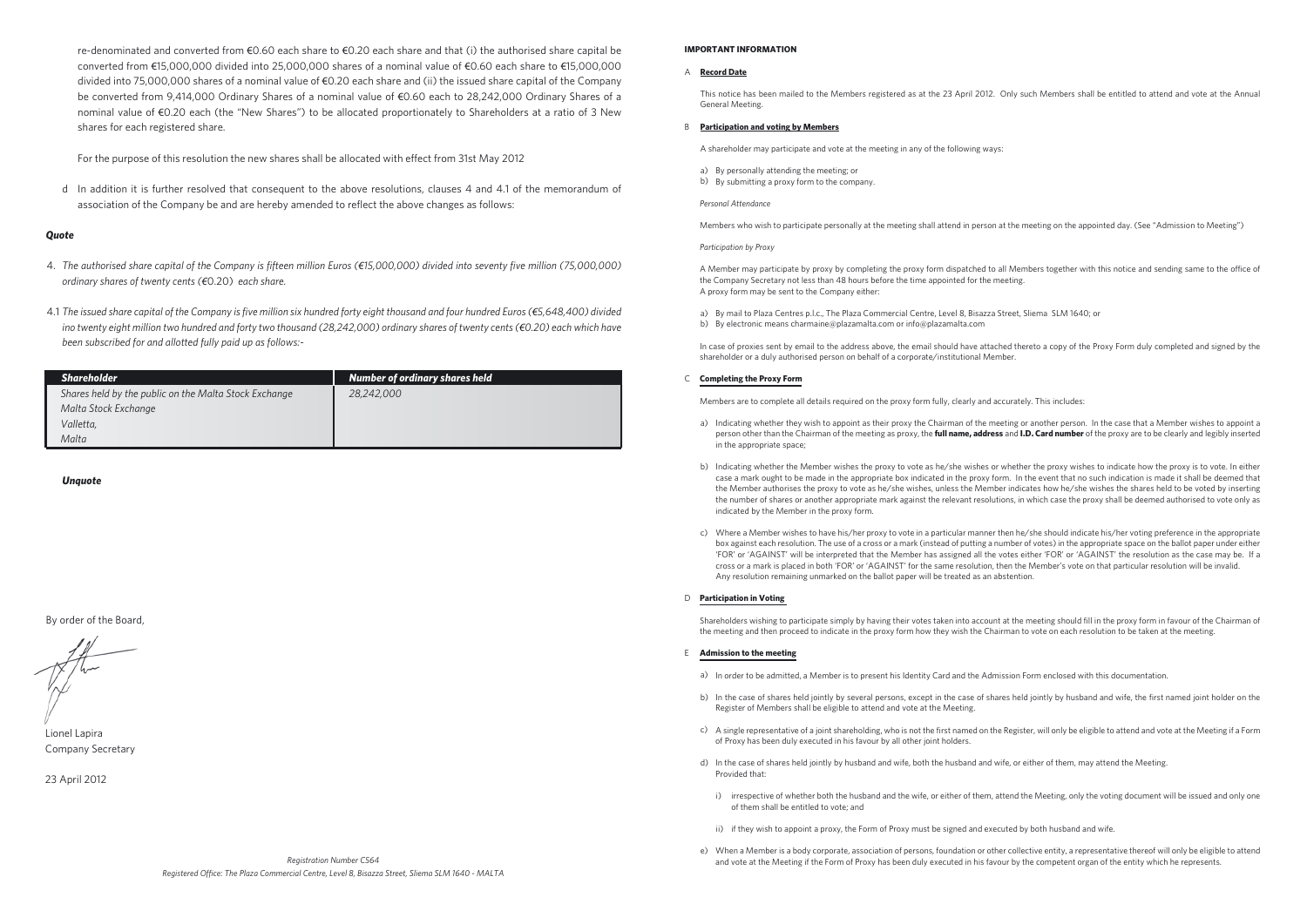re-denominated and converted from €0.60 each share to €0.20 each share and that (i) the authorised share capital be converted from €15,000,000 divided into 25,000,000 shares of a nominal value of €0.60 each share to €15,000,000 divided into 75,000,000 shares of a nominal value of €0.20 each share and (ii) the issued share capital of the Company be converted from 9,414,000 Ordinary Shares of a nominal value of €0.60 each to 28,242,000 Ordinary Shares of a nominal value of €0.20 each (the "New Shares") to be allocated proportionately to Shareholders at a ratio of 3 New shares for each registered share.

For the purpose of this resolution the new shares shall be allocated with effect from 31st May 2012

d In addition it is further resolved that consequent to the above resolutions, clauses 4 and 4.1 of the memorandum of association of the Company be and are hereby amended to reflect the above changes as follows:

***Quote***

4. *The authorised share capital of the Company is fifteen million Euros (€15,000,000) divided into seventy five million (75,000,000) ordinary shares of twenty cents (€0.20) each share.*

4.1 *The issued share capital of the Company is five million six hundred forty eight thousand and four hundred Euros (€5,648,400) divided ino twenty eight million two hundred and forty two thousand (28,242,000) ordinary shares of twenty cents (€0.20) each which have been subscribed for and allotted fully paid up as follows:-*

| *Shareholder* | *Number of ordinary shares held* |
|---|---|
| *Shares held by the public on the Malta Stock Exchange*<br>*Malta Stock Exchange*<br>*Valletta,*<br>*Malta* | *28,242,000* |

***Unquote***

By order of the Board,

Lionel Lapira
Company Secretary

23 April 2012

*Registration Number C564*
*Registered Office: The Plaza Commercial Centre, Level 8, Bisazza Street, Sliema SLM 1640 - MALTA*

**IMPORTANT INFORMATION**

A **Record Date**

This notice has been mailed to the Members registered as at the 23 April 2012. Only such Members shall be entitled to attend and vote at the Annual General Meeting.

B **Participation and voting by Members**

A shareholder may participate and vote at the meeting in any of the following ways:

a) By personally attending the meeting; or
b) By submitting a proxy form to the company.

*Personal Attendance*

Members who wish to participate personally at the meeting shall attend in person at the meeting on the appointed day. (See "Admission to Meeting")

*Participation by Proxy*

A Member may participate by proxy by completing the proxy form dispatched to all Members together with this notice and sending same to the office of the Company Secretary not less than 48 hours before the time appointed for the meeting.
A proxy form may be sent to the Company either:

a) By mail to Plaza Centres p.l.c., The Plaza Commercial Centre, Level 8, Bisazza Street, Sliema SLM 1640; or
b) By electronic means charmaine@plazamalta.com or info@plazamalta.com

In case of proxies sent by email to the address above, the email should have attached thereto a copy of the Proxy Form duly completed and signed by the shareholder or a duly authorised person on behalf of a corporate/institutional Member.

C **Completing the Proxy Form**

Members are to complete all details required on the proxy form fully, clearly and accurately. This includes:

a) Indicating whether they wish to appoint as their proxy the Chairman of the meeting or another person. In the case that a Member wishes to appoint a person other than the Chairman of the meeting as proxy, the **full name, address** and **I.D. Card number** of the proxy are to be clearly and legibly inserted in the appropriate space;

b) Indicating whether the Member wishes the proxy to vote as he/she wishes or whether the proxy wishes to indicate how the proxy is to vote. In either case a mark ought to be made in the appropriate box indicated in the proxy form. In the event that no such indication is made it shall be deemed that the Member authorises the proxy to vote as he/she wishes, unless the Member indicates how he/she wishes the shares held to be voted by inserting the number of shares or another appropriate mark against the relevant resolutions, in which case the proxy shall be deemed authorised to vote only as indicated by the Member in the proxy form.

c) Where a Member wishes to have his/her proxy to vote in a particular manner then he/she should indicate his/her voting preference in the appropriate box against each resolution. The use of a cross or a mark (instead of putting a number of votes) in the appropriate space on the ballot paper under either 'FOR' or 'AGAINST' will be interpreted that the Member has assigned all the votes either 'FOR' or 'AGAINST' the resolution as the case may be. If a cross or a mark is placed in both 'FOR' or 'AGAINST' for the same resolution, then the Member's vote on that particular resolution will be invalid. Any resolution remaining unmarked on the ballot paper will be treated as an abstention.

D **Participation in Voting**

Shareholders wishing to participate simply by having their votes taken into account at the meeting should fill in the proxy form in favour of the Chairman of the meeting and then proceed to indicate in the proxy form how they wish the Chairman to vote on each resolution to be taken at the meeting.

E **Admission to the meeting**

a) In order to be admitted, a Member is to present his Identity Card and the Admission Form enclosed with this documentation.

b) In the case of shares held jointly by several persons, except in the case of shares held jointly by husband and wife, the first named joint holder on the Register of Members shall be eligible to attend and vote at the Meeting.

c) A single representative of a joint shareholding, who is not the first named on the Register, will only be eligible to attend and vote at the Meeting if a Form of Proxy has been duly executed in his favour by all other joint holders.

d) In the case of shares held jointly by husband and wife, both the husband and wife, or either of them, may attend the Meeting.
Provided that:

   i) irrespective of whether both the husband and the wife, or either of them, attend the Meeting, only the voting document will be issued and only one of them shall be entitled to vote; and

   ii) if they wish to appoint a proxy, the Form of Proxy must be signed and executed by both husband and wife.

e) When a Member is a body corporate, association of persons, foundation or other collective entity, a representative thereof will only be eligible to attend and vote at the Meeting if the Form of Proxy has been duly executed in his favour by the competent organ of the entity which he represents.